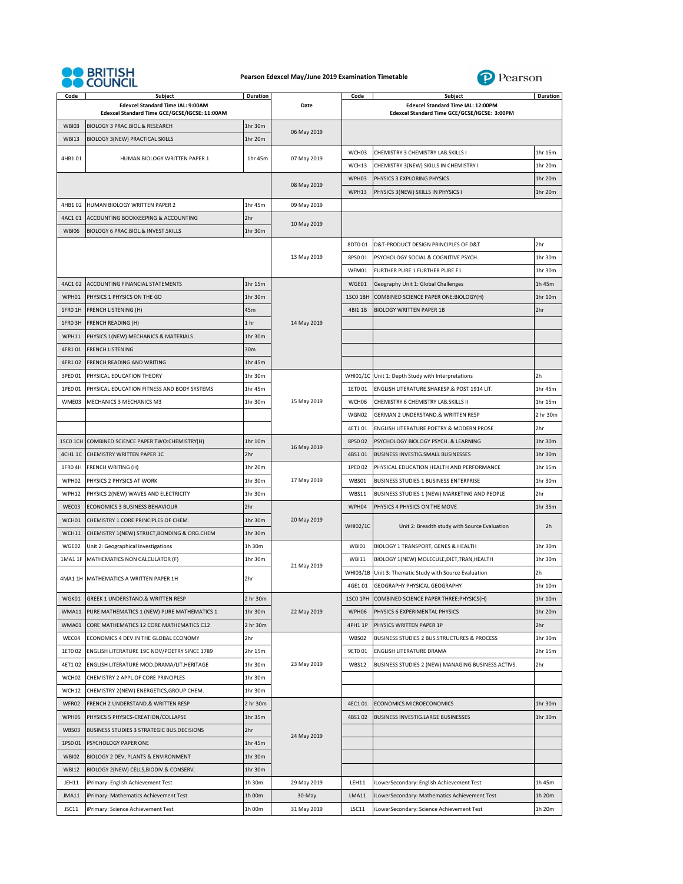# Pearson Edexcel May/June 2019 Examination Timetable

| Code | Subject (Edexcel Standard Time IAL: 9:00AM; Edexcel Standard Time GCE/GCSE/IGCSE: 11:00AM) | Duration | Date | Code | Subject (Edexcel Standard Time IAL: 12:00PM; Edexcel Standard Time GCE/GCSE/IGCSE: 3:00PM) | Duration |
|---|---|---|---|---|---|---|
| WBI03 | BIOLOGY 3 PRAC.BIOL.& RESEARCH | 1hr 30m | 06 May 2019 | | | |
| WBI13 | BIOLOGY 3(NEW) PRACTICAL SKILLS | 1hr 20m | | | | |
| 4HB1 01 | HUMAN BIOLOGY WRITTEN PAPER 1 | 1hr 45m | 07 May 2019 | WCH03 | CHEMISTRY 3 CHEMISTRY LAB.SKILLS I | 1hr 15m |
| | | | | WCH13 | CHEMISTRY 3(NEW) SKILLS IN CHEMISTRY I | 1hr 20m |
| | | | 08 May 2019 | WPH03 | PHYSICS 3 EXPLORING PHYSICS | 1hr 20m |
| | | | | WPH13 | PHYSICS 3(NEW) SKILLS IN PHYSICS I | 1hr 20m |
| 4HB1 02 | HUMAN BIOLOGY WRITTEN PAPER 2 | 1hr 45m | 09 May 2019 | | | |
| 4AC1 01 | ACCOUNTING BOOKKEEPING & ACCOUNTING | 2hr | 10 May 2019 | | | |
| WBI06 | BIOLOGY 6 PRAC.BIOL.& INVEST.SKILLS | 1hr 30m | | | | |
| | | | 13 May 2019 | 8DT0 01 | D&T-PRODUCT DESIGN PRINCIPLES OF D&T | 2hr |
| | | | | 8PS0 01 | PSYCHOLOGY SOCIAL & COGNITIVE PSYCH. | 1hr 30m |
| | | | | WFM01 | FURTHER PURE 1 FURTHER PURE F1 | 1hr 30m |
| 4AC1 02 | ACCOUNTING FINANCIAL STATEMENTS | 1hr 15m | 14 May 2019 | WGE01 | Geography Unit 1: Global Challenges | 1h 45m |
| WPH01 | PHYSICS 1 PHYSICS ON THE GO | 1hr 30m | | 1SC0 1BH | COMBINED SCIENCE PAPER ONE:BIOLOGY(H) | 1hr 10m |
| 1FR0 1H | FRENCH LISTENING (H) | 45m | | 4BI1 1B | BIOLOGY WRITTEN PAPER 1B | 2hr |
| 1FR0 3H | FRENCH READING (H) | 1 hr | | | | |
| WPH11 | PHYSICS 1(NEW) MECHANICS & MATERIALS | 1hr 30m | | | | |
| 4FR1 01 | FRENCH LISTENING | 30m | | | | |
| 4FR1 02 | FRENCH READING AND WRITING | 1hr 45m | | | | |
| 3PE0 01 | PHYSICAL EDUCATION THEORY | 1hr 30m | 15 May 2019 | WHI01/1C | Unit 1: Depth Study with Interpretations | 2h |
| 1PE0 01 | PHYSICAL EDUCATION FITNESS AND BODY SYSTEMS | 1hr 45m | | 1ET0 01 | ENGLISH LITERATURE SHAKESP.& POST 1914 LIT. | 1hr 45m |
| WME03 | MECHANICS 3 MECHANICS M3 | 1hr 30m | | WCH06 | CHEMISTRY 6 CHEMISTRY LAB.SKILLS II | 1hr 15m |
| | | | | WGN02 | GERMAN 2 UNDERSTAND.& WRITTEN RESP | 2 hr 30m |
| | | | | 4ET1 01 | ENGLISH LITERATURE POETRY & MODERN PROSE | 2hr |
| 1SC0 1CH | COMBINED SCIENCE PAPER TWO:CHEMISTRY(H) | 1hr 10m | 16 May 2019 | 8PS0 02 | PSYCHOLOGY BIOLOGY PSYCH. & LEARNING | 1hr 30m |
| 4CH1 1C | CHEMISTRY WRITTEN PAPER 1C | 2hr | | 4BS1 01 | BUSINESS INVESTIG.SMALL BUSINESSES | 1hr 30m |
| 1FR0 4H | FRENCH WRITING (H) | 1hr 20m | 17 May 2019 | 1PE0 02 | PHYSICAL EDUCATION HEALTH AND PERFORMANCE | 1hr 15m |
| WPH02 | PHYSICS 2 PHYSICS AT WORK | 1hr 30m | | WBS01 | BUSINESS STUDIES 1 BUSINESS ENTERPRISE | 1hr 30m |
| WPH12 | PHYSICS 2(NEW) WAVES AND ELECTRICITY | 1hr 30m | | WBS11 | BUSINESS STUDIES 1 (NEW) MARKETING AND PEOPLE | 2hr |
| WEC03 | ECONOMICS 3 BUSINESS BEHAVIOUR | 2hr | 20 May 2019 | WPH04 | PHYSICS 4 PHYSICS ON THE MOVE | 1hr 35m |
| WCH01 | CHEMISTRY 1 CORE PRINCIPLES OF CHEM. | 1hr 30m | | WHI02/1C | Unit 2: Breadth study with Source Evaluation | 2h |
| WCH11 | CHEMISTRY 1(NEW) STRUCT,BONDING & ORG.CHEM | 1hr 30m | | | | |
| WGE02 | Unit 2: Geographical Investigations | 1h 30m | 21 May 2019 | WBI01 | BIOLOGY 1 TRANSPORT, GENES & HEALTH | 1hr 30m |
| 1MA1 1F | MATHEMATICS NON CALCULATOR (F) | 1hr 30m | | WBI11 | BIOLOGY 1(NEW) MOLECULE,DIET,TRAN,HEALTH | 1hr 30m |
| 4MA1 1H | MATHEMATICS A WRITTEN PAPER 1H | 2hr | | WHI03/1B | Unit 3: Thematic Study with Source Evaluation | 2h |
| | | | | 4GE1 01 | GEOGRAPHY PHYSICAL GEOGRAPHY | 1hr 10m |
| WGK01 | GREEK 1 UNDERSTAND.& WRITTEN RESP | 2 hr 30m | 22 May 2019 | 1SC0 1PH | COMBINED SCIENCE PAPER THREE:PHYSICS(H) | 1hr 10m |
| WMA11 | PURE MATHEMATICS 1 (NEW) PURE MATHEMATICS 1 | 1hr 30m | | WPH06 | PHYSICS 6 EXPERIMENTAL PHYSICS | 1hr 20m |
| WMA01 | CORE MATHEMATICS 12 CORE MATHEMATICS C12 | 2 hr 30m | | 4PH1 1P | PHYSICS WRITTEN PAPER 1P | 2hr |
| WEC04 | ECONOMICS 4 DEV.IN THE GLOBAL ECONOMY | 2hr | 23 May 2019 | WBS02 | BUSINESS STUDIES 2 BUS.STRUCTURES & PROCESS | 1hr 30m |
| 1ET0 02 | ENGLISH LITERATURE 19C NOV/POETRY SINCE 1789 | 2hr 15m | | 9ET0 01 | ENGLISH LITERATURE DRAMA | 2hr 15m |
| 4ET1 02 | ENGLISH LITERATURE MOD.DRAMA/LIT.HERITAGE | 1hr 30m | | WBS12 | BUSINESS STUDIES 2 (NEW) MANAGING BUSINESS ACTIVS. | 2hr |
| WCH02 | CHEMISTRY 2 APPL.OF CORE PRINCIPLES | 1hr 30m | | | | |
| WCH12 | CHEMISTRY 2(NEW) ENERGETICS,GROUP CHEM. | 1hr 30m | | | | |
| WFR02 | FRENCH 2 UNDERSTAND.& WRITTEN RESP | 2 hr 30m | 24 May 2019 | 4EC1 01 | ECONOMICS MICROECONOMICS | 1hr 30m |
| WPH05 | PHYSICS 5 PHYSICS-CREATION/COLLAPSE | 1hr 35m | | 4BS1 02 | BUSINESS INVESTIG.LARGE BUSINESSES | 1hr 30m |
| WBS03 | BUSINESS STUDIES 3 STRATEGIC BUS.DECISIONS | 2hr | | | | |
| 1PS0 01 | PSYCHOLOGY PAPER ONE | 1hr 45m | | | | |
| WBI02 | BIOLOGY 2 DEV, PLANTS & ENVIRONMENT | 1hr 30m | | | | |
| WBI12 | BIOLOGY 2(NEW) CELLS,BIODIV.& CONSERV. | 1hr 30m | | | | |
| JEH11 | iPrimary: English Achievement Test | 1h 30m | 29 May 2019 | LEH11 | iLowerSecondary: English Achievement Test | 1h 45m |
| JMA11 | iPrimary: Mathematics Achievement Test | 1h 00m | 30-May | LMA11 | iLowerSecondary: Mathematics Achievement Test | 1h 20m |
| JSC11 | iPrimary: Science Achievement Test | 1h 00m | 31 May 2019 | LSC11 | iLowerSecondary: Science Achievement Test | 1h 20m |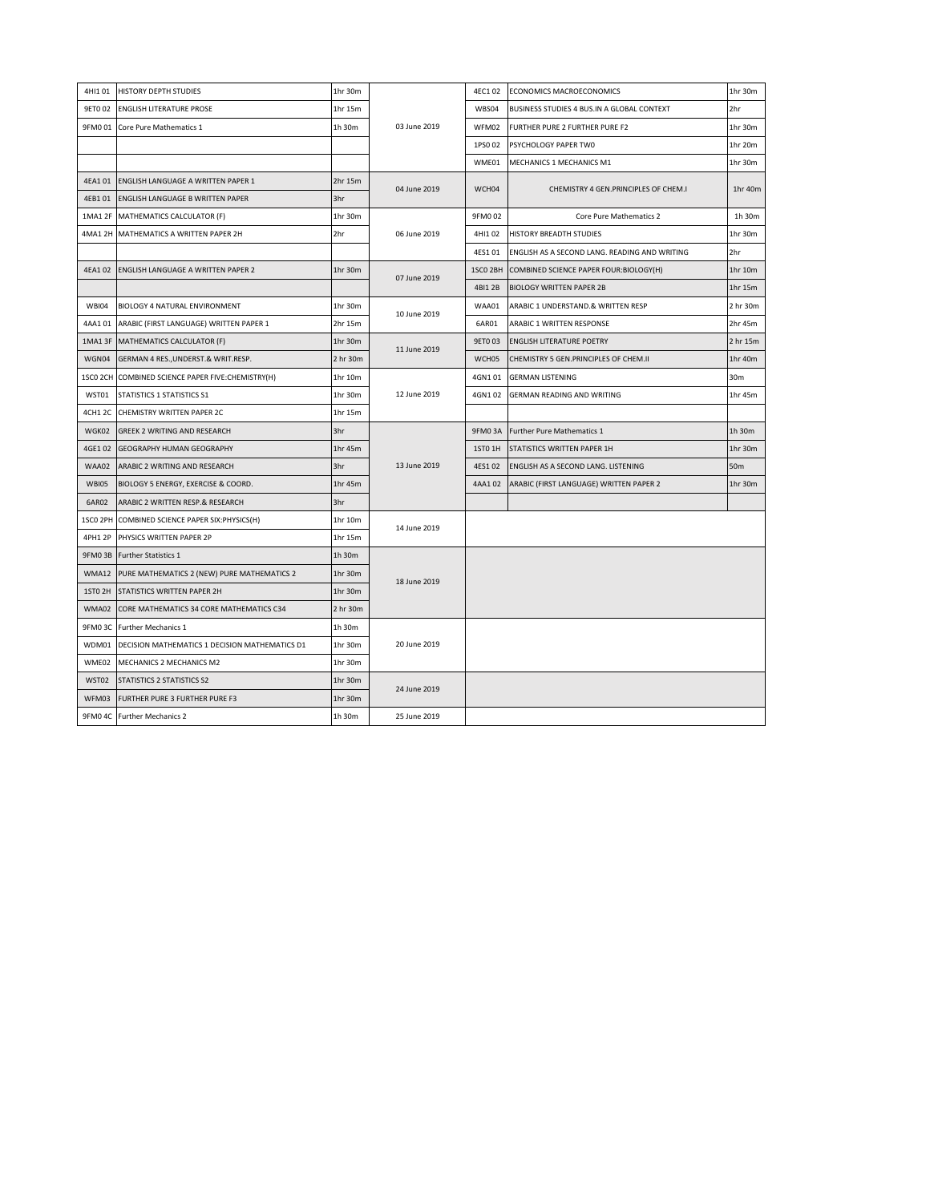| | | | | | | |
|---|---|---|---|---|---|---|
| 4HI1 01 | HISTORY DEPTH STUDIES | 1hr 30m | 03 June 2019 | 4EC1 02 | ECONOMICS MACROECONOMICS | 1hr 30m |
| 9ET0 02 | ENGLISH LITERATURE PROSE | 1hr 15m | | WBS04 | BUSINESS STUDIES 4 BUS.IN A GLOBAL CONTEXT | 2hr |
| 9FM0 01 | Core Pure Mathematics 1 | 1h 30m | | WFM02 | FURTHER PURE 2 FURTHER PURE F2 | 1hr 30m |
| | | | | 1PS0 02 | PSYCHOLOGY PAPER TWO | 1hr 20m |
| | | | | WME01 | MECHANICS 1 MECHANICS M1 | 1hr 30m |
| 4EA1 01 | ENGLISH LANGUAGE A WRITTEN PAPER 1 | 2hr 15m | 04 June 2019 | WCH04 | CHEMISTRY 4 GEN.PRINCIPLES OF CHEM.I | 1hr 40m |
| 4EB1 01 | ENGLISH LANGUAGE B WRITTEN PAPER | 3hr | | | | |
| 1MA1 2F | MATHEMATICS CALCULATOR (F) | 1hr 30m | 06 June 2019 | 9FM0 02 | Core Pure Mathematics 2 | 1h 30m |
| 4MA1 2H | MATHEMATICS A WRITTEN PAPER 2H | 2hr | | 4HI1 02 | HISTORY BREADTH STUDIES | 1hr 30m |
| | | | | 4ES1 01 | ENGLISH AS A SECOND LANG. READING AND WRITING | 2hr |
| 4EA1 02 | ENGLISH LANGUAGE A WRITTEN PAPER 2 | 1hr 30m | 07 June 2019 | 1SC0 2BH | COMBINED SCIENCE PAPER FOUR:BIOLOGY(H) | 1hr 10m |
| | | | | 4BI1 2B | BIOLOGY WRITTEN PAPER 2B | 1hr 15m |
| WBI04 | BIOLOGY 4 NATURAL ENVIRONMENT | 1hr 30m | 10 June 2019 | WAA01 | ARABIC 1 UNDERSTAND.& WRITTEN RESP | 2 hr 30m |
| 4AA1 01 | ARABIC (FIRST LANGUAGE) WRITTEN PAPER 1 | 2hr 15m | | 6AR01 | ARABIC 1 WRITTEN RESPONSE | 2hr 45m |
| 1MA1 3F | MATHEMATICS CALCULATOR (F) | 1hr 30m | 11 June 2019 | 9ET0 03 | ENGLISH LITERATURE POETRY | 2 hr 15m |
| WGN04 | GERMAN 4 RES.,UNDERST.& WRIT.RESP. | 2 hr 30m | | WCH05 | CHEMISTRY 5 GEN.PRINCIPLES OF CHEM.II | 1hr 40m |
| 1SC0 2CH | COMBINED SCIENCE PAPER FIVE:CHEMISTRY(H) | 1hr 10m | 12 June 2019 | 4GN1 01 | GERMAN LISTENING | 30m |
| WST01 | STATISTICS 1 STATISTICS S1 | 1hr 30m | | 4GN1 02 | GERMAN READING AND WRITING | 1hr 45m |
| 4CH1 2C | CHEMISTRY WRITTEN PAPER 2C | 1hr 15m | | | | |
| WGK02 | GREEK 2 WRITING AND RESEARCH | 3hr | 13 June 2019 | 9FM0 3A | Further Pure Mathematics 1 | 1h 30m |
| 4GE1 02 | GEOGRAPHY HUMAN GEOGRAPHY | 1hr 45m | | 1ST0 1H | STATISTICS WRITTEN PAPER 1H | 1hr 30m |
| WAA02 | ARABIC 2 WRITING AND RESEARCH | 3hr | | 4ES1 02 | ENGLISH AS A SECOND LANG. LISTENING | 50m |
| WBI05 | BIOLOGY 5 ENERGY, EXERCISE & COORD. | 1hr 45m | | 4AA1 02 | ARABIC (FIRST LANGUAGE) WRITTEN PAPER 2 | 1hr 30m |
| 6AR02 | ARABIC 2 WRITTEN RESP.& RESEARCH | 3hr | | | | |
| 1SC0 2PH | COMBINED SCIENCE PAPER SIX:PHYSICS(H) | 1hr 10m | 14 June 2019 | | | |
| 4PH1 2P | PHYSICS WRITTEN PAPER 2P | 1hr 15m | | | | |
| 9FM0 3B | Further Statistics 1 | 1h 30m | 18 June 2019 | | | |
| WMA12 | PURE MATHEMATICS 2 (NEW) PURE MATHEMATICS 2 | 1hr 30m | | | | |
| 1ST0 2H | STATISTICS WRITTEN PAPER 2H | 1hr 30m | | | | |
| WMA02 | CORE MATHEMATICS 34 CORE MATHEMATICS C34 | 2 hr 30m | | | | |
| 9FM0 3C | Further Mechanics 1 | 1h 30m | 20 June 2019 | | | |
| WDM01 | DECISION MATHEMATICS 1 DECISION MATHEMATICS D1 | 1hr 30m | | | | |
| WME02 | MECHANICS 2 MECHANICS M2 | 1hr 30m | | | | |
| WST02 | STATISTICS 2 STATISTICS S2 | 1hr 30m | 24 June 2019 | | | |
| WFM03 | FURTHER PURE 3 FURTHER PURE F3 | 1hr 30m | | | | |
| 9FM0 4C | Further Mechanics 2 | 1h 30m | 25 June 2019 | | | |